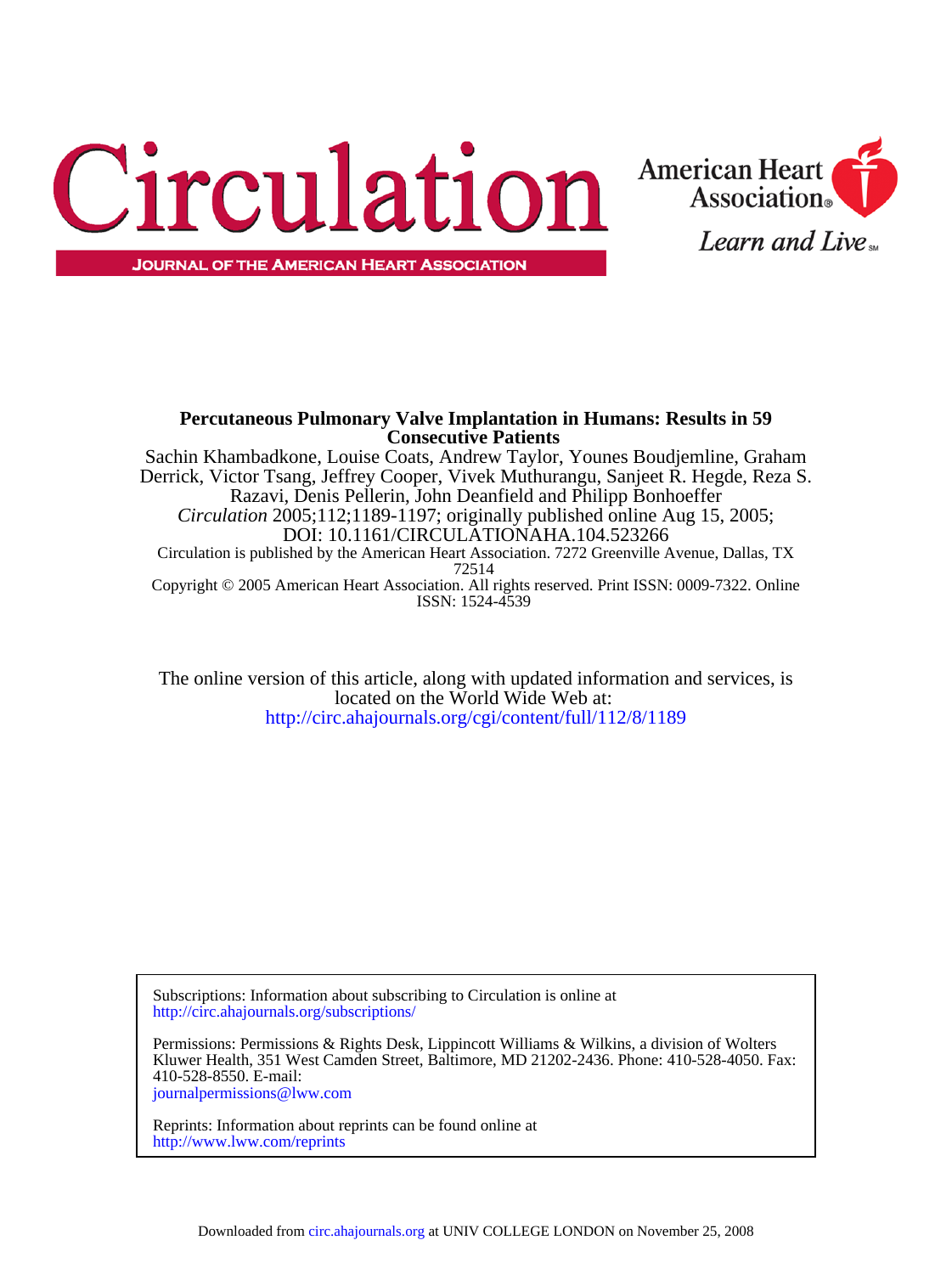# Circulation

JOURNAL OF THE AMERICAN HEART ASSOCIATION

American Heart Association

Learn and Live

**Percutaneous Pulmonary Valve Implantation in Humans: Results in 59 Consecutive Patients**

Sachin Khambadkone, Louise Coats, Andrew Taylor, Younes Boudjemline, Graham Derrick, Victor Tsang, Jeffrey Cooper, Vivek Muthurangu, Sanjeet R. Hegde, Reza S. Razavi, Denis Pellerin, John Deanfield and Philipp Bonhoeffer

*Circulation* 2005;112;1189-1197; originally published online Aug 15, 2005;

DOI: 10.1161/CIRCULATIONAHA.104.523266

Circulation is published by the American Heart Association. 7272 Greenville Avenue, Dallas, TX 72514

Copyright © 2005 American Heart Association. All rights reserved. Print ISSN: 0009-7322. Online ISSN: 1524-4539

The online version of this article, along with updated information and services, is located on the World Wide Web at:

http://circ.ahajournals.org/cgi/content/full/112/8/1189

Subscriptions: Information about subscribing to Circulation is online at
http://circ.ahajournals.org/subscriptions/

Permissions: Permissions & Rights Desk, Lippincott Williams & Wilkins, a division of Wolters Kluwer Health, 351 West Camden Street, Baltimore, MD 21202-2436. Phone: 410-528-4050. Fax: 410-528-8550. E-mail:
journalpermissions@lww.com

Reprints: Information about reprints can be found online at
http://www.lww.com/reprints

Downloaded from circ.ahajournals.org at UNIV COLLEGE LONDON on November 25, 2008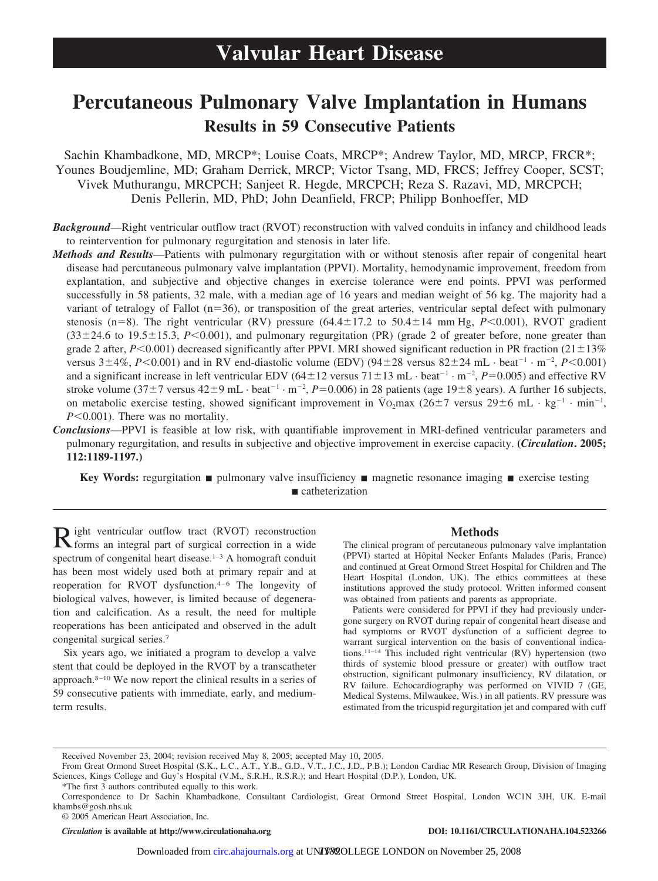# Valvular Heart Disease

# Percutaneous Pulmonary Valve Implantation in Humans

## Results in 59 Consecutive Patients

Sachin Khambadkone, MD, MRCP*; Louise Coats, MRCP*; Andrew Taylor, MD, MRCP, FRCR*; Younes Boudjemline, MD; Graham Derrick, MRCP; Victor Tsang, MD, FRCS; Jeffrey Cooper, SCST; Vivek Muthurangu, MRCPCH; Sanjeet R. Hegde, MRCPCH; Reza S. Razavi, MD, MRCPCH; Denis Pellerin, MD, PhD; John Deanfield, FRCP; Philipp Bonhoeffer, MD

***Background*****—**Right ventricular outflow tract (RVOT) reconstruction with valved conduits in infancy and childhood leads to reintervention for pulmonary regurgitation and stenosis in later life.

***Methods and Results*****—**Patients with pulmonary regurgitation with or without stenosis after repair of congenital heart disease had percutaneous pulmonary valve implantation (PPVI). Mortality, hemodynamic improvement, freedom from explantation, and subjective and objective changes in exercise tolerance were end points. PPVI was performed successfully in 58 patients, 32 male, with a median age of 16 years and median weight of 56 kg. The majority had a variant of tetralogy of Fallot (n=36), or transposition of the great arteries, ventricular septal defect with pulmonary stenosis (n=8). The right ventricular (RV) pressure (64.4±17.2 to 50.4±14 mm Hg, $P<0.001$), RVOT gradient (33±24.6 to 19.5±15.3, $P<0.001$), and pulmonary regurgitation (PR) (grade 2 of greater before, none greater than grade 2 after, $P<0.001$) decreased significantly after PPVI. MRI showed significant reduction in PR fraction (21±13% versus 3±4%, $P<0.001$) and in RV end-diastolic volume (EDV) (94±28 versus 82±24 $mL \cdot beat^{-1} \cdot m^{-2}$, $P<0.001$) and a significant increase in left ventricular EDV (64±12 versus 71±13 $mL \cdot beat^{-1} \cdot m^{-2}$, $P=0.005$) and effective RV stroke volume (37±7 versus 42±9 $mL \cdot beat^{-1} \cdot m^{-2}$, $P=0.006$) in 28 patients (age 19±8 years). A further 16 subjects, on metabolic exercise testing, showed significant improvement in $\dot{V}O_2max$ (26±7 versus 29±6 $mL \cdot kg^{-1} \cdot min^{-1}$, $P<0.001$). There was no mortality.

***Conclusions*****—**PPVI is feasible at low risk, with quantifiable improvement in MRI-defined ventricular parameters and pulmonary regurgitation, and results in subjective and objective improvement in exercise capacity. **(*Circulation*. 2005; 112:1189-1197.)**

**Key Words:** regurgitation ■ pulmonary valve insufficiency ■ magnetic resonance imaging ■ exercise testing ■ catheterization

Right ventricular outflow tract (RVOT) reconstruction forms an integral part of surgical correction in a wide spectrum of congenital heart disease.[1–3] A homograft conduit has been most widely used both at primary repair and at reoperation for RVOT dysfunction.[4–6] The longevity of biological valves, however, is limited because of degeneration and calcification. As a result, the need for multiple reoperations has been anticipated and observed in the adult congenital surgical series.[7]

Six years ago, we initiated a program to develop a valve stent that could be deployed in the RVOT by a transcatheter approach.[8–10] We now report the clinical results in a series of 59 consecutive patients with immediate, early, and medium-term results.

## Methods

The clinical program of percutaneous pulmonary valve implantation (PPVI) started at Hôpital Necker Enfants Malades (Paris, France) and continued at Great Ormond Street Hospital for Children and The Heart Hospital (London, UK). The ethics committees at these institutions approved the study protocol. Written informed consent was obtained from patients and parents as appropriate.

Patients were considered for PPVI if they had previously undergone surgery on RVOT during repair of congenital heart disease and had symptoms or RVOT dysfunction of a sufficient degree to warrant surgical intervention on the basis of conventional indications.[11–14] This included right ventricular (RV) hypertension (two thirds of systemic blood pressure or greater) with outflow tract obstruction, significant pulmonary insufficiency, RV dilatation, or RV failure. Echocardiography was performed on VIVID 7 (GE, Medical Systems, Milwaukee, Wis.) in all patients. RV pressure was estimated from the tricuspid regurgitation jet and compared with cuff

Received November 23, 2004; revision received May 8, 2005; accepted May 10, 2005.

From Great Ormond Street Hospital (S.K., L.C., A.T., Y.B., G.D., V.T., J.C., J.D., P.B.); London Cardiac MR Research Group, Division of Imaging Sciences, Kings College and Guy's Hospital (V.M., S.R.H., R.S.R.); and Heart Hospital (D.P.), London, UK.

*The first 3 authors contributed equally to this work.

Correspondence to Dr Sachin Khambadkone, Consultant Cardiologist, Great Ormond Street Hospital, London WC1N 3JH, UK. E-mail khambs@gosh.nhs.uk

© 2005 American Heart Association, Inc.

*Circulation* is available at http://www.circulationaha.org  DOI: 10.1161/CIRCULATIONAHA.104.523266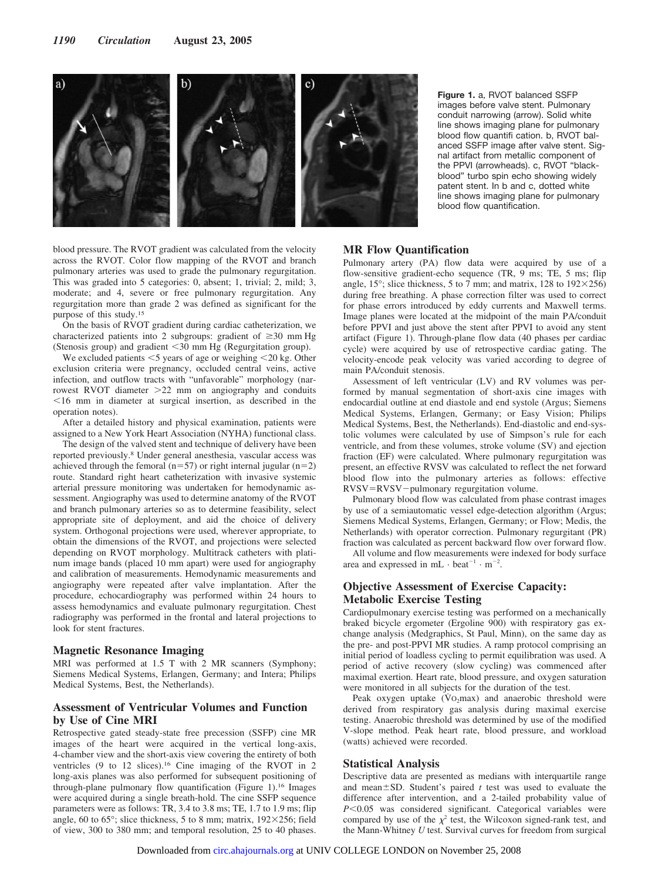**Figure 1.** a, RVOT balanced SSFP images before valve stent. Pulmonary conduit narrowing (arrow). Solid white line shows imaging plane for pulmonary blood flow quantification. b, RVOT balanced SSFP image after valve stent. Signal artifact from metallic component of the PPVI (arrowheads). c, RVOT "black-blood" turbo spin echo showing widely patent stent. In b and c, dotted white line shows imaging plane for pulmonary blood flow quantification.

blood pressure. The RVOT gradient was calculated from the velocity across the RVOT. Color flow mapping of the RVOT and branch pulmonary arteries was used to grade the pulmonary regurgitation. This was graded into 5 categories: 0, absent; 1, trivial; 2, mild; 3, moderate; and 4, severe or free pulmonary regurgitation. Any regurgitation more than grade 2 was defined as significant for the purpose of this study.[15]

On the basis of RVOT gradient during cardiac catheterization, we characterized patients into 2 subgroups: gradient of ≥30 mm Hg (Stenosis group) and gradient <30 mm Hg (Regurgitation group).

We excluded patients <5 years of age or weighing <20 kg. Other exclusion criteria were pregnancy, occluded central veins, active infection, and outflow tracts with "unfavorable" morphology (narrowest RVOT diameter >22 mm on angiography and conduits <16 mm in diameter at surgical insertion, as described in the operation notes).

After a detailed history and physical examination, patients were assigned to a New York Heart Association (NYHA) functional class.

The design of the valved stent and technique of delivery have been reported previously.[8] Under general anesthesia, vascular access was achieved through the femoral (n=57) or right internal jugular (n=2) route. Standard right heart catheterization with invasive systemic arterial pressure monitoring was undertaken for hemodynamic assessment. Angiography was used to determine anatomy of the RVOT and branch pulmonary arteries so as to determine feasibility, select appropriate site of deployment, and aid the choice of delivery system. Orthogonal projections were used, wherever appropriate, to obtain the dimensions of the RVOT, and projections were selected depending on RVOT morphology. Multitrack catheters with platinum image bands (placed 10 mm apart) were used for angiography and calibration of measurements. Hemodynamic measurements and angiography were repeated after valve implantation. After the procedure, echocardiography was performed within 24 hours to assess hemodynamics and evaluate pulmonary regurgitation. Chest radiography was performed in the frontal and lateral projections to look for stent fractures.

## Magnetic Resonance Imaging

MRI was performed at 1.5 T with 2 MR scanners (Symphony; Siemens Medical Systems, Erlangen, Germany; and Intera; Philips Medical Systems, Best, the Netherlands).

## Assessment of Ventricular Volumes and Function by Use of Cine MRI

Retrospective gated steady-state free precession (SSFP) cine MR images of the heart were acquired in the vertical long-axis, 4-chamber view and the short-axis view covering the entirety of both ventricles (9 to 12 slices).[16] Cine imaging of the RVOT in 2 long-axis planes was also performed for subsequent positioning of through-plane pulmonary flow quantification (Figure 1).[16] Images were acquired during a single breath-hold. The cine SSFP sequence parameters were as follows: TR, 3.4 to 3.8 ms; TE, 1.7 to 1.9 ms; flip angle, 60 to 65°; slice thickness, 5 to 8 mm; matrix, 192×256; field of view, 300 to 380 mm; and temporal resolution, 25 to 40 phases.

## MR Flow Quantification

Pulmonary artery (PA) flow data were acquired by use of a flow-sensitive gradient-echo sequence (TR, 9 ms; TE, 5 ms; flip angle, 15°; slice thickness, 5 to 7 mm; and matrix, 128 to 192×256) during free breathing. A phase correction filter was used to correct for phase errors introduced by eddy currents and Maxwell terms. Image planes were located at the midpoint of the main PA/conduit before PPVI and just above the stent after PPVI to avoid any stent artifact (Figure 1). Through-plane flow data (40 phases per cardiac cycle) were acquired by use of retrospective cardiac gating. The velocity-encode peak velocity was varied according to degree of main PA/conduit stenosis.

Assessment of left ventricular (LV) and RV volumes was performed by manual segmentation of short-axis cine images with endocardial outline at end diastole and end systole (Argus; Siemens Medical Systems, Erlangen, Germany; or Easy Vision; Philips Medical Systems, Best, the Netherlands). End-diastolic and end-systolic volumes were calculated by use of Simpson's rule for each ventricle, and from these volumes, stroke volume (SV) and ejection fraction (EF) were calculated. Where pulmonary regurgitation was present, an effective RVSV was calculated to reflect the net forward blood flow into the pulmonary arteries as follows: effective RVSV=RVSV−pulmonary regurgitation volume.

Pulmonary blood flow was calculated from phase contrast images by use of a semiautomatic vessel edge-detection algorithm (Argus; Siemens Medical Systems, Erlangen, Germany; or Flow; Medis, the Netherlands) with operator correction. Pulmonary regurgitant (PR) fraction was calculated as percent backward flow over forward flow.

All volume and flow measurements were indexed for body surface area and expressed in mL · beat$^{-1}$ · m$^{-2}$.

## Objective Assessment of Exercise Capacity: Metabolic Exercise Testing

Cardiopulmonary exercise testing was performed on a mechanically braked bicycle ergometer (Ergoline 900) with respiratory gas exchange analysis (Medgraphics, St Paul, Minn), on the same day as the pre- and post-PPVI MR studies. A ramp protocol comprising an initial period of loadless cycling to permit equilibration was used. A period of active recovery (slow cycling) was commenced after maximal exertion. Heart rate, blood pressure, and oxygen saturation were monitored in all subjects for the duration of the test.

Peak oxygen uptake ($V{O_2}max$) and anaerobic threshold were derived from respiratory gas analysis during maximal exercise testing. Anaerobic threshold was determined by use of the modified V-slope method. Peak heart rate, blood pressure, and workload (watts) achieved were recorded.

## Statistical Analysis

Descriptive data are presented as medians with interquartile range and mean±SD. Student's paired *t* test was used to evaluate the difference after intervention, and a 2-tailed probability value of $P<0.05$ was considered significant. Categorical variables were compared by use of the $\chi^2$ test, the Wilcoxon signed-rank test, and the Mann-Whitney *U* test. Survival curves for freedom from surgical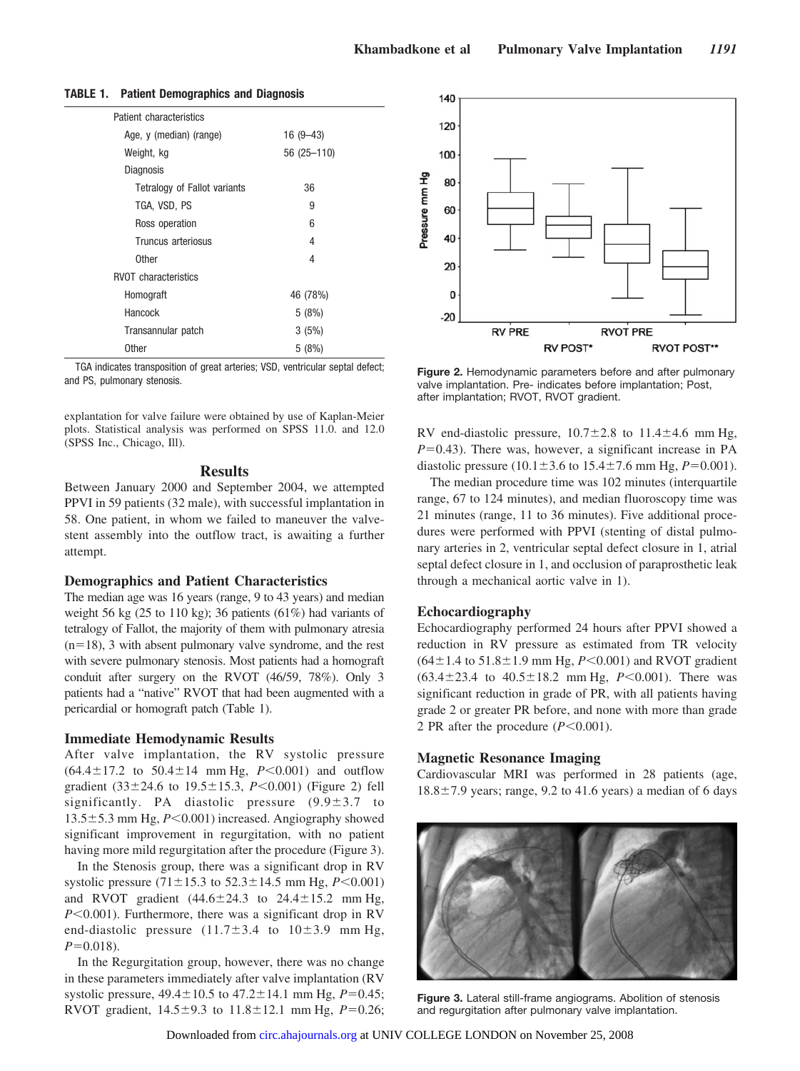**TABLE 1. Patient Demographics and Diagnosis**

| | |
|---|---|
| Patient characteristics | |
| Age, y (median) (range) | 16 (9–43) |
| Weight, kg | 56 (25–110) |
| Diagnosis | |
| Tetralogy of Fallot variants | 36 |
| TGA, VSD, PS | 9 |
| Ross operation | 6 |
| Truncus arteriosus | 4 |
| Other | 4 |
| RVOT characteristics | |
| Homograft | 46 (78%) |
| Hancock | 5 (8%) |
| Transannular patch | 3 (5%) |
| Other | 5 (8%) |

TGA indicates transposition of great arteries; VSD, ventricular septal defect; and PS, pulmonary stenosis.

explantation for valve failure were obtained by use of Kaplan-Meier plots. Statistical analysis was performed on SPSS 11.0. and 12.0 (SPSS Inc., Chicago, Ill).

## Results

Between January 2000 and September 2004, we attempted PPVI in 59 patients (32 male), with successful implantation in 58. One patient, in whom we failed to maneuver the valve-stent assembly into the outflow tract, is awaiting a further attempt.

### Demographics and Patient Characteristics

The median age was 16 years (range, 9 to 43 years) and median weight 56 kg (25 to 110 kg); 36 patients (61%) had variants of tetralogy of Fallot, the majority of them with pulmonary atresia (n=18), 3 with absent pulmonary valve syndrome, and the rest with severe pulmonary stenosis. Most patients had a homograft conduit after surgery on the RVOT (46/59, 78%). Only 3 patients had a "native" RVOT that had been augmented with a pericardial or homograft patch (Table 1).

### Immediate Hemodynamic Results

After valve implantation, the RV systolic pressure (64.4±17.2 to 50.4±14 mm Hg, $P<0.001$) and outflow gradient (33±24.6 to 19.5±15.3, $P<0.001$) (Figure 2) fell significantly. PA diastolic pressure (9.9±3.7 to 13.5±5.3 mm Hg, $P<0.001$) increased. Angiography showed significant improvement in regurgitation, with no patient having more mild regurgitation after the procedure (Figure 3).

In the Stenosis group, there was a significant drop in RV systolic pressure (71±15.3 to 52.3±14.5 mm Hg, $P<0.001$) and RVOT gradient (44.6±24.3 to 24.4±15.2 mm Hg, $P<0.001$). Furthermore, there was a significant drop in RV end-diastolic pressure (11.7±3.4 to 10±3.9 mm Hg, $P=0.018$).

In the Regurgitation group, however, there was no change in these parameters immediately after valve implantation (RV systolic pressure, 49.4±10.5 to 47.2±14.1 mm Hg, $P=0.45$; RVOT gradient, 14.5±9.3 to 11.8±12.1 mm Hg, $P=0.26$; RV end-diastolic pressure, 10.7±2.8 to 11.4±4.6 mm Hg, $P=0.43$). There was, however, a significant increase in PA diastolic pressure (10.1±3.6 to 15.4±7.6 mm Hg, $P=0.001$).

The median procedure time was 102 minutes (interquartile range, 67 to 124 minutes), and median fluoroscopy time was 21 minutes (range, 11 to 36 minutes). Five additional procedures were performed with PPVI (stenting of distal pulmonary arteries in 2, ventricular septal defect closure in 1, atrial septal defect closure in 1, and occlusion of paraprosthetic leak through a mechanical aortic valve in 1).

Figure 2. Hemodynamic parameters before and after pulmonary valve implantation. Pre- indicates before implantation; Post, after implantation; RVOT, RVOT gradient.

### Echocardiography

Echocardiography performed 24 hours after PPVI showed a reduction in RV pressure as estimated from TR velocity (64±1.4 to 51.8±1.9 mm Hg, $P<0.001$) and RVOT gradient (63.4±23.4 to 40.5±18.2 mm Hg, $P<0.001$). There was significant reduction in grade of PR, with all patients having grade 2 or greater PR before, and none with more than grade 2 PR after the procedure ($P<0.001$).

### Magnetic Resonance Imaging

Cardiovascular MRI was performed in 28 patients (age, 18.8±7.9 years; range, 9.2 to 41.6 years) a median of 6 days

Figure 3. Lateral still-frame angiograms. Abolition of stenosis and regurgitation after pulmonary valve implantation.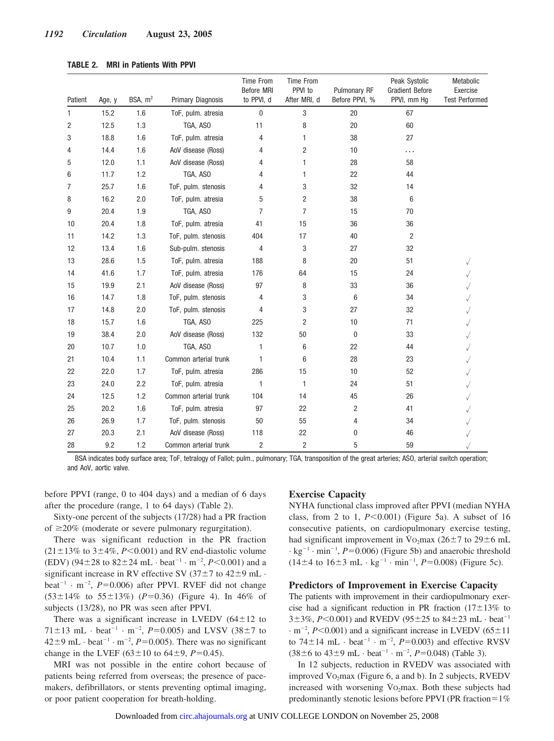**TABLE 2. MRI in Patients With PPVI**

| Patient | Age, y | BSA, $m^2$ | Primary Diagnosis | Time From Before MRI to PPVI, d | Time From PPVI to After MRI, d | Pulmonary RF Before PPVI, % | Peak Systolic Gradient Before PPVI, mm Hg | Metabolic Exercise Test Performed |
|---|---|---|---|---|---|---|---|---|
| 1 | 15.2 | 1.6 | ToF, pulm. atresia | 0 | 3 | 20 | 67 | |
| 2 | 12.5 | 1.3 | TGA, ASO | 11 | 8 | 20 | 60 | |
| 3 | 18.8 | 1.6 | ToF, pulm. atresia | 4 | 1 | 38 | 27 | |
| 4 | 14.4 | 1.6 | AoV disease (Ross) | 4 | 2 | 10 | ... | |
| 5 | 12.0 | 1.1 | AoV disease (Ross) | 4 | 1 | 28 | 58 | |
| 6 | 11.7 | 1.2 | TGA, ASO | 4 | 1 | 22 | 44 | |
| 7 | 25.7 | 1.6 | ToF, pulm. stenosis | 4 | 3 | 32 | 14 | |
| 8 | 16.2 | 2.0 | ToF, pulm. atresia | 5 | 2 | 38 | 6 | |
| 9 | 20.4 | 1.9 | TGA, ASO | 7 | 7 | 15 | 70 | |
| 10 | 20.4 | 1.8 | ToF, pulm. atresia | 41 | 15 | 36 | 36 | |
| 11 | 14.2 | 1.3 | ToF, pulm. stenosis | 404 | 17 | 40 | 2 | |
| 12 | 13.4 | 1.6 | Sub-pulm. stenosis | 4 | 3 | 27 | 32 | |
| 13 | 28.6 | 1.5 | ToF, pulm. atresia | 188 | 8 | 20 | 51 | √ |
| 14 | 41.6 | 1.7 | ToF, pulm. atresia | 176 | 64 | 15 | 24 | √ |
| 15 | 19.9 | 2.1 | AoV disease (Ross) | 97 | 8 | 33 | 36 | √ |
| 16 | 14.7 | 1.8 | ToF, pulm. stenosis | 4 | 3 | 6 | 34 | √ |
| 17 | 14.8 | 2.0 | ToF, pulm. stenosis | 4 | 3 | 27 | 32 | √ |
| 18 | 15.7 | 1.6 | TGA, ASO | 225 | 2 | 10 | 71 | √ |
| 19 | 38.4 | 2.0 | AoV disease (Ross) | 132 | 50 | 0 | 33 | √ |
| 20 | 10.7 | 1.0 | TGA, ASO | 1 | 6 | 22 | 44 | √ |
| 21 | 10.4 | 1.1 | Common arterial trunk | 1 | 6 | 28 | 23 | √ |
| 22 | 22.0 | 1.7 | ToF, pulm. atresia | 286 | 15 | 10 | 52 | √ |
| 23 | 24.0 | 2.2 | ToF, pulm. atresia | 1 | 1 | 24 | 51 | √ |
| 24 | 12.5 | 1.2 | Common arterial trunk | 104 | 14 | 45 | 26 | √ |
| 25 | 20.2 | 1.6 | ToF, pulm. atresia | 97 | 22 | 2 | 41 | √ |
| 26 | 26.9 | 1.7 | ToF, pulm. stenosis | 50 | 55 | 4 | 34 | √ |
| 27 | 20.3 | 2.1 | AoV disease (Ross) | 118 | 22 | 0 | 46 | √ |
| 28 | 9.2 | 1.2 | Common arterial trunk | 2 | 2 | 5 | 59 | √ |

BSA indicates body surface area; ToF, tetralogy of Fallot; pulm., pulmonary; TGA, transposition of the great arteries; ASO, arterial switch operation; and AoV, aortic valve.

before PPVI (range, 0 to 404 days) and a median of 6 days after the procedure (range, 1 to 64 days) (Table 2).

Sixty-one percent of the subjects (17/28) had a PR fraction of ≥20% (moderate or severe pulmonary regurgitation).

There was significant reduction in the PR fraction (21±13% to 3±4%, $P<0.001$) and RV end-diastolic volume (EDV) (94±28 to 82±24 mL · beat$^{-1}$ · m$^{-2}$, $P<0.001$) and a significant increase in RV effective SV (37±7 to 42±9 mL · beat$^{-1}$ · m$^{-2}$, $P=0.006$) after PPVI. RVEF did not change (53±14% to 55±13%) ($P=0.36$) (Figure 4). In 46% of subjects (13/28), no PR was seen after PPVI.

There was a significant increase in LVEDV (64±12 to 71±13 mL · beat$^{-1}$ · m$^{-2}$, $P=0.005$) and LVSV (38±7 to 42±9 mL · beat$^{-1}$ · m$^{-2}$, $P=0.005$). There was no significant change in the LVEF (63±10 to 64±9, $P=0.45$).

MRI was not possible in the entire cohort because of patients being referred from overseas; the presence of pacemakers, defibrillators, or stents preventing optimal imaging, or poor patient cooperation for breath-holding.

### Exercise Capacity

NYHA functional class improved after PPVI (median NYHA class, from 2 to 1, $P<0.001$) (Figure 5a). A subset of 16 consecutive patients, on cardiopulmonary exercise testing, had significant improvement in $\dot{V}O_2$max (26±7 to 29±6 mL · kg$^{-1}$ · min$^{-1}$, $P=0.006$) (Figure 5b) and anaerobic threshold (14±4 to 16±3 mL · kg$^{-1}$ · min$^{-1}$, $P=0.008$) (Figure 5c).

### Predictors of Improvement in Exercise Capacity

The patients with improvement in their cardiopulmonary exercise testing had a significant reduction in PR fraction (17±13% to 3±3%, $P<0.001$) and RVEDV (95±25 to 84±23 mL · beat$^{-1}$ · m$^{-2}$, $P<0.001$) and a significant increase in LVEDV (65±11 to 74±14 mL · beat$^{-1}$ · m$^{-2}$, $P=0.003$) and effective RVSV (38±6 to 43±9 mL · beat$^{-1}$ · m$^{-2}$, $P=0.048$) (Table 3).

In 12 subjects, reduction in RVEDV was associated with improved $\dot{V}O_2$max (Figure 6, a and b). In 2 subjects, RVEDV increased with worsening $\dot{V}O_2$max. Both these subjects had predominantly stenotic lesions before PPVI (PR fraction=1%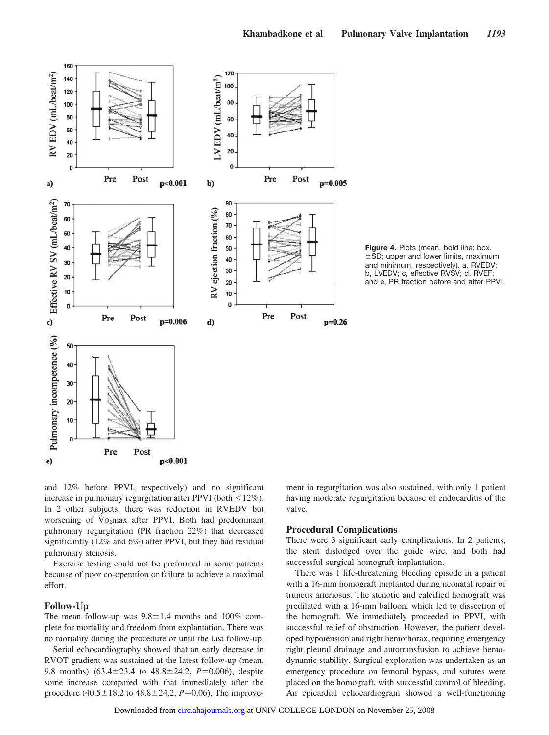Figure 4. Plots (mean, bold line; box, ±SD; upper and lower limits, maximum and minimum, respectively). a, RVEDV; b, LVEDV; c, effective RVSV; d, RVEF; and e, PR fraction before and after PPVI.

and 12% before PPVI, respectively) and no significant increase in pulmonary regurgitation after PPVI (both <12%). In 2 other subjects, there was reduction in RVEDV but worsening of $\dot{V}O_2max$ after PPVI. Both had predominant pulmonary regurgitation (PR fraction 22%) that decreased significantly (12% and 6%) after PPVI, but they had residual pulmonary stenosis.

Exercise testing could not be preformed in some patients because of poor co-operation or failure to achieve a maximal effort.

## Follow-Up

The mean follow-up was 9.8±1.4 months and 100% complete for mortality and freedom from explantation. There was no mortality during the procedure or until the last follow-up.

Serial echocardiography showed that an early decrease in RVOT gradient was sustained at the latest follow-up (mean, 9.8 months) (63.4±23.4 to 48.8±24.2, $P=0.006$), despite some increase compared with that immediately after the procedure (40.5±18.2 to 48.8±24.2, $P=0.06$). The improvement in regurgitation was also sustained, with only 1 patient having moderate regurgitation because of endocarditis of the valve.

## Procedural Complications

There were 3 significant early complications. In 2 patients, the stent dislodged over the guide wire, and both had successful surgical homograft implantation.

There was 1 life-threatening bleeding episode in a patient with a 16-mm homograft implanted during neonatal repair of truncus arteriosus. The stenotic and calcified homograft was predilated with a 16-mm balloon, which led to dissection of the homograft. We immediately proceeded to PPVI, with successful relief of obstruction. However, the patient developed hypotension and right hemothorax, requiring emergency right pleural drainage and autotransfusion to achieve hemodynamic stability. Surgical exploration was undertaken as an emergency procedure on femoral bypass, and sutures were placed on the homograft, with successful control of bleeding. An epicardial echocardiogram showed a well-functioning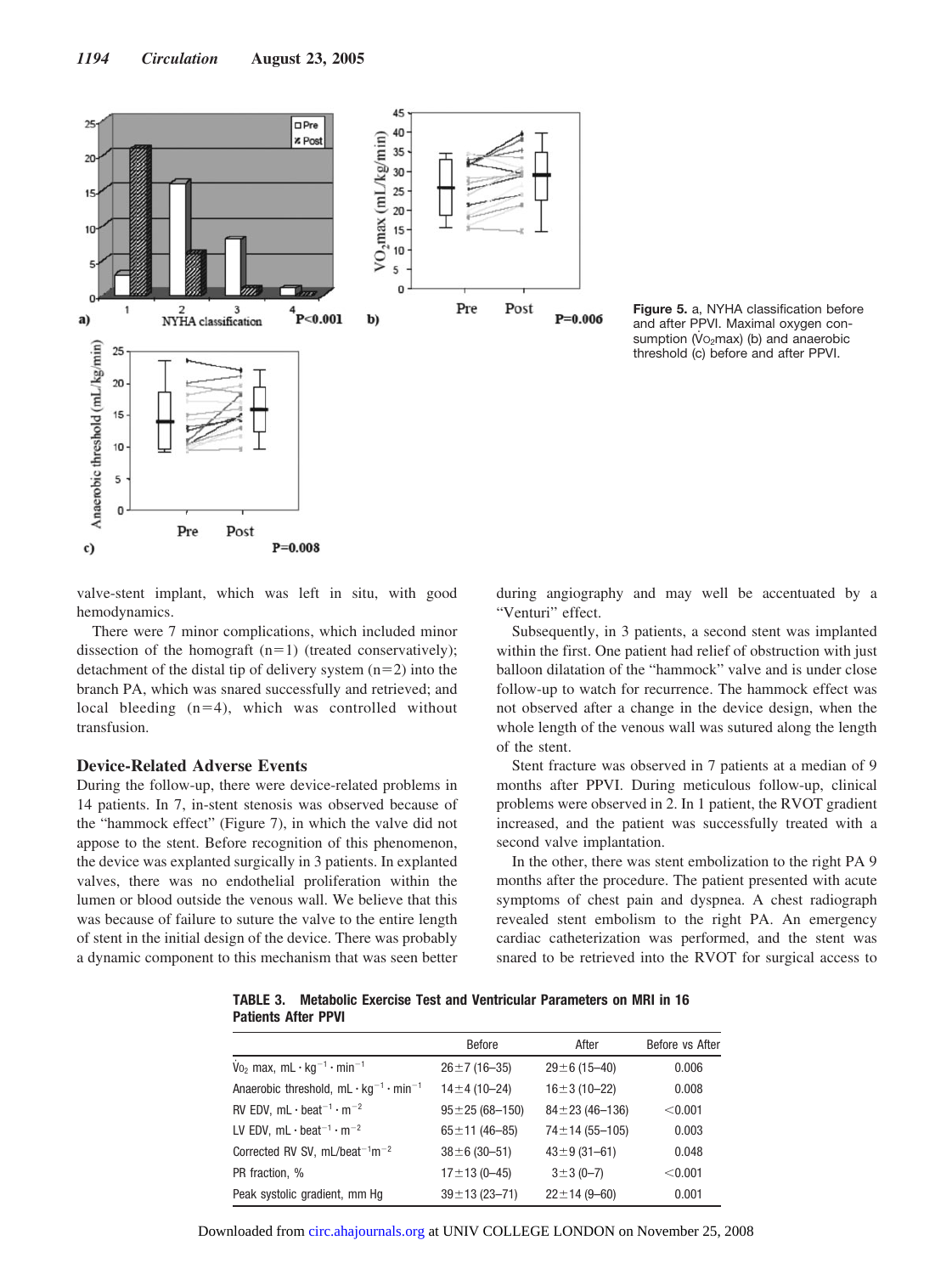Figure 5. a, NYHA classification before and after PPVI. Maximal oxygen consumption ($\dot{V}O_2$max) (b) and anaerobic threshold (c) before and after PPVI.

valve-stent implant, which was left in situ, with good hemodynamics.

There were 7 minor complications, which included minor dissection of the homograft (n=1) (treated conservatively); detachment of the distal tip of delivery system (n=2) into the branch PA, which was snared successfully and retrieved; and local bleeding (n=4), which was controlled without transfusion.

### Device-Related Adverse Events

During the follow-up, there were device-related problems in 14 patients. In 7, in-stent stenosis was observed because of the "hammock effect" (Figure 7), in which the valve did not appose to the stent. Before recognition of this phenomenon, the device was explanted surgically in 3 patients. In explanted valves, there was no endothelial proliferation within the lumen or blood outside the venous wall. We believe that this was because of failure to suture the valve to the entire length of stent in the initial design of the device. There was probably a dynamic component to this mechanism that was seen better during angiography and may well be accentuated by a "Venturi" effect.

Subsequently, in 3 patients, a second stent was implanted within the first. One patient had relief of obstruction with just balloon dilatation of the "hammock" valve and is under close follow-up to watch for recurrence. The hammock effect was not observed after a change in the device design, when the whole length of the venous wall was sutured along the length of the stent.

Stent fracture was observed in 7 patients at a median of 9 months after PPVI. During meticulous follow-up, clinical problems were observed in 2. In 1 patient, the RVOT gradient increased, and the patient was successfully treated with a second valve implantation.

In the other, there was stent embolization to the right PA 9 months after the procedure. The patient presented with acute symptoms of chest pain and dyspnea. A chest radiograph revealed stent embolism to the right PA. An emergency cardiac catheterization was performed, and the stent was snared to be retrieved into the RVOT for surgical access to

**TABLE 3. Metabolic Exercise Test and Ventricular Parameters on MRI in 16 Patients After PPVI**

| | Before | After | Before vs After |
|---|---|---|---|
| $\dot{V}O_2$ max, $mL \cdot kg^{-1} \cdot min^{-1}$ | 26±7 (16–35) | 29±6 (15–40) | 0.006 |
| Anaerobic threshold, $mL \cdot kg^{-1} \cdot min^{-1}$ | 14±4 (10–24) | 16±3 (10–22) | 0.008 |
| RV EDV, $mL \cdot beat^{-1} \cdot m^{-2}$ | 95±25 (68–150) | 84±23 (46–136) | <0.001 |
| LV EDV, $mL \cdot beat^{-1} \cdot m^{-2}$ | 65±11 (46–85) | 74±14 (55–105) | 0.003 |
| Corrected RV SV, $mL/beat^{-1}m^{-2}$ | 38±6 (30–51) | 43±9 (31–61) | 0.048 |
| PR fraction, % | 17±13 (0–45) | 3±3 (0–7) | <0.001 |
| Peak systolic gradient, mm Hg | 39±13 (23–71) | 22±14 (9–60) | 0.001 |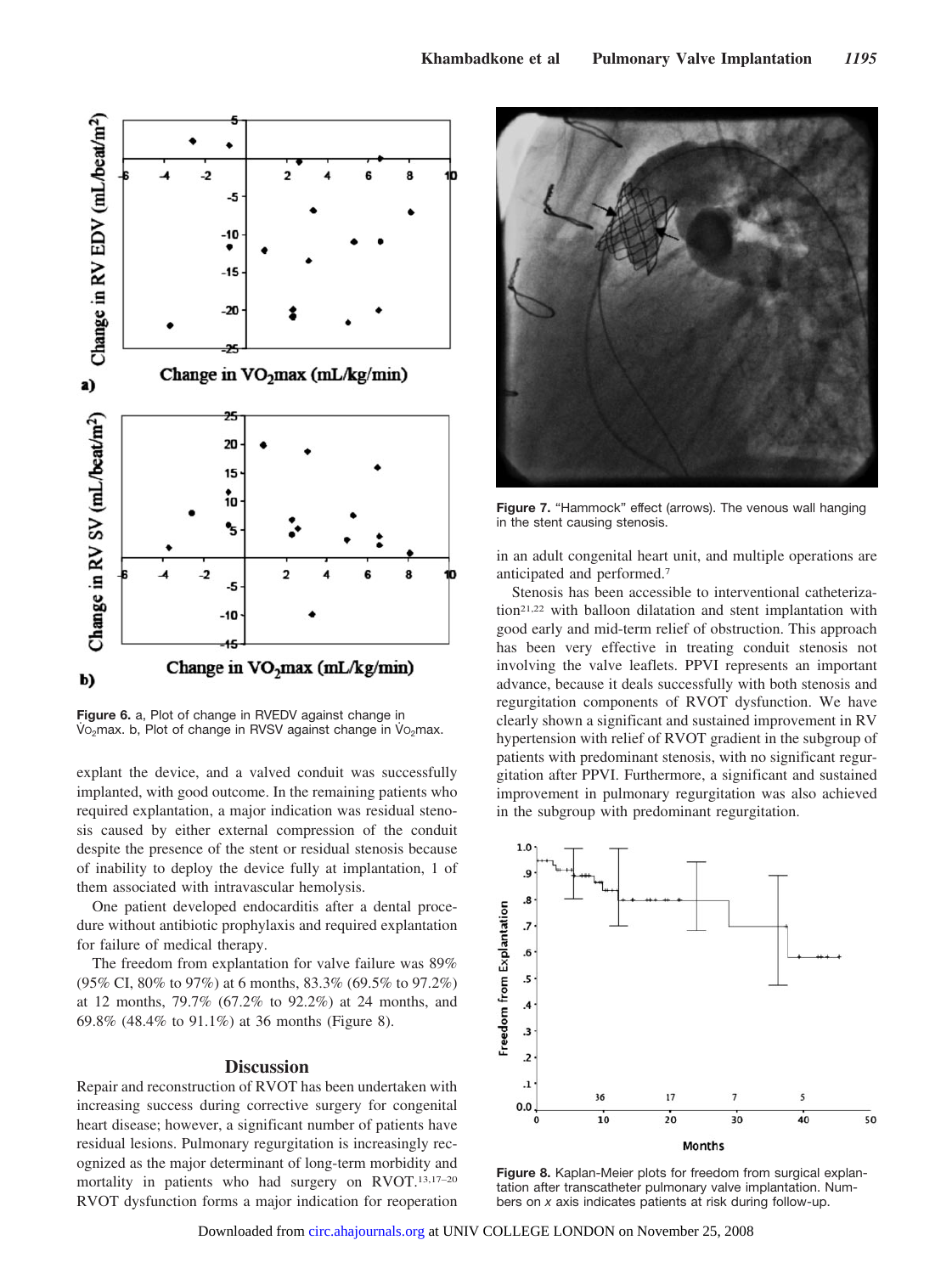Figure 6. a, Plot of change in RVEDV against change in $\dot{V}O_2$max. b, Plot of change in RVSV against change in $\dot{V}O_2$max.

explant the device, and a valved conduit was successfully implanted, with good outcome. In the remaining patients who required explantation, a major indication was residual stenosis caused by either external compression of the conduit despite the presence of the stent or residual stenosis because of inability to deploy the device fully at implantation, 1 of them associated with intravascular hemolysis.

One patient developed endocarditis after a dental procedure without antibiotic prophylaxis and required explantation for failure of medical therapy.

The freedom from explantation for valve failure was 89% (95% CI, 80% to 97%) at 6 months, 83.3% (69.5% to 97.2%) at 12 months, 79.7% (67.2% to 92.2%) at 24 months, and 69.8% (48.4% to 91.1%) at 36 months (Figure 8).

## Discussion

Repair and reconstruction of RVOT has been undertaken with increasing success during corrective surgery for congenital heart disease; however, a significant number of patients have residual lesions. Pulmonary regurgitation is increasingly recognized as the major determinant of long-term morbidity and mortality in patients who had surgery on RVOT.[13,17–20] RVOT dysfunction forms a major indication for reoperation in an adult congenital heart unit, and multiple operations are anticipated and performed.[7]

Stenosis has been accessible to interventional catheterization[21,22] with balloon dilatation and stent implantation with good early and mid-term relief of obstruction. This approach has been very effective in treating conduit stenosis not involving the valve leaflets. PPVI represents an important advance, because it deals successfully with both stenosis and regurgitation components of RVOT dysfunction. We have clearly shown a significant and sustained improvement in RV hypertension with relief of RVOT gradient in the subgroup of patients with predominant stenosis, with no significant regurgitation after PPVI. Furthermore, a significant and sustained improvement in pulmonary regurgitation was also achieved in the subgroup with predominant regurgitation.

Figure 7. "Hammock" effect (arrows). The venous wall hanging in the stent causing stenosis.

Figure 8. Kaplan-Meier plots for freedom from surgical explantation after transcatheter pulmonary valve implantation. Numbers on $x$ axis indicates patients at risk during follow-up.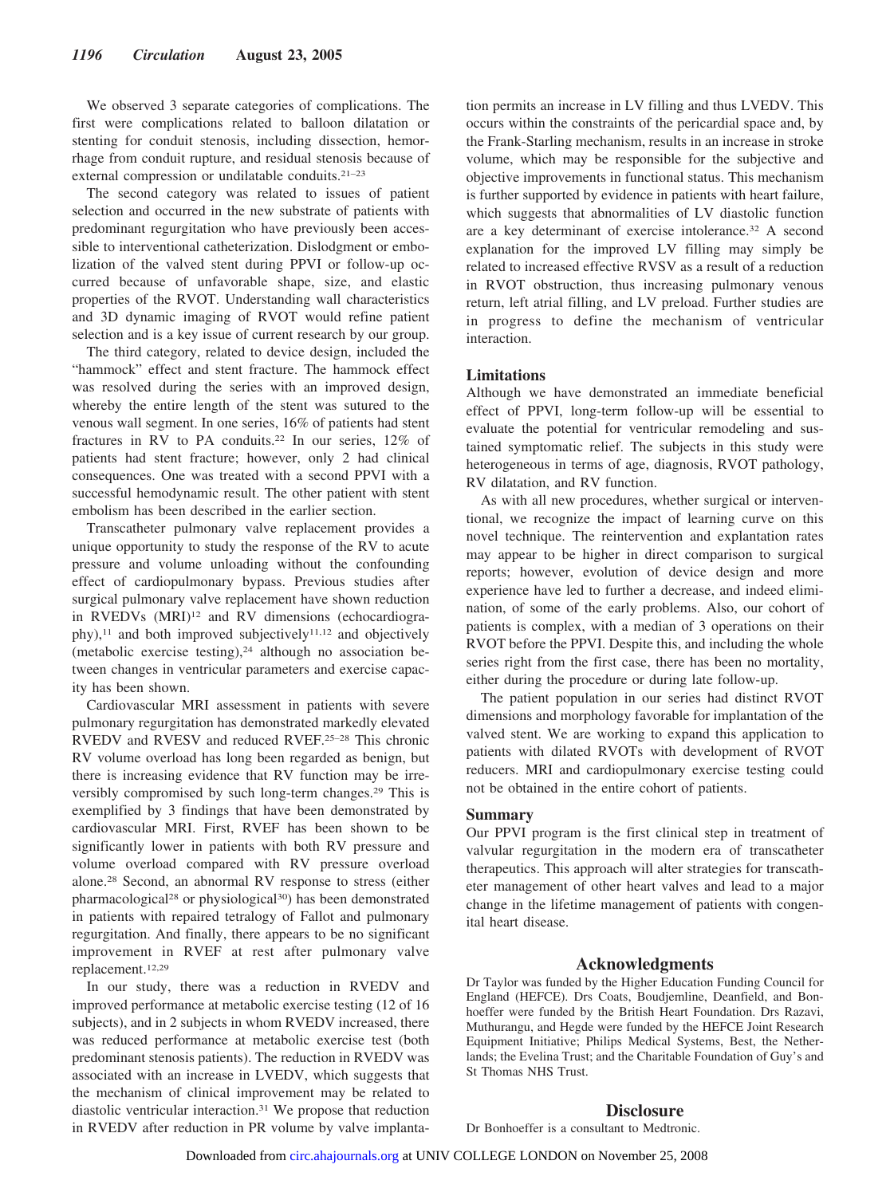We observed 3 separate categories of complications. The first were complications related to balloon dilatation or stenting for conduit stenosis, including dissection, hemorrhage from conduit rupture, and residual stenosis because of external compression or undilatable conduits.[21–23]

The second category was related to issues of patient selection and occurred in the new substrate of patients with predominant regurgitation who have previously been accessible to interventional catheterization. Dislodgment or embolization of the valved stent during PPVI or follow-up occurred because of unfavorable shape, size, and elastic properties of the RVOT. Understanding wall characteristics and 3D dynamic imaging of RVOT would refine patient selection and is a key issue of current research by our group.

The third category, related to device design, included the "hammock" effect and stent fracture. The hammock effect was resolved during the series with an improved design, whereby the entire length of the stent was sutured to the venous wall segment. In one series, 16% of patients had stent fractures in RV to PA conduits.[22] In our series, 12% of patients had stent fracture; however, only 2 had clinical consequences. One was treated with a second PPVI with a successful hemodynamic result. The other patient with stent embolism has been described in the earlier section.

Transcatheter pulmonary valve replacement provides a unique opportunity to study the response of the RV to acute pressure and volume unloading without the confounding effect of cardiopulmonary bypass. Previous studies after surgical pulmonary valve replacement have shown reduction in RVEDVs (MRI)[12] and RV dimensions (echocardiography),[11] and both improved subjectively[11,12] and objectively (metabolic exercise testing),[24] although no association between changes in ventricular parameters and exercise capacity has been shown.

Cardiovascular MRI assessment in patients with severe pulmonary regurgitation has demonstrated markedly elevated RVEDV and RVESV and reduced RVEF.[25–28] This chronic RV volume overload has long been regarded as benign, but there is increasing evidence that RV function may be irreversibly compromised by such long-term changes.[29] This is exemplified by 3 findings that have been demonstrated by cardiovascular MRI. First, RVEF has been shown to be significantly lower in patients with both RV pressure and volume overload compared with RV pressure overload alone.[28] Second, an abnormal RV response to stress (either pharmacological[28] or physiological[30]) has been demonstrated in patients with repaired tetralogy of Fallot and pulmonary regurgitation. And finally, there appears to be no significant improvement in RVEF at rest after pulmonary valve replacement.[12,29]

In our study, there was a reduction in RVEDV and improved performance at metabolic exercise testing (12 of 16 subjects), and in 2 subjects in whom RVEDV increased, there was reduced performance at metabolic exercise test (both predominant stenosis patients). The reduction in RVEDV was associated with an increase in LVEDV, which suggests that the mechanism of clinical improvement may be related to diastolic ventricular interaction.[31] We propose that reduction in RVEDV after reduction in PR volume by valve implantation permits an increase in LV filling and thus LVEDV. This occurs within the constraints of the pericardial space and, by the Frank-Starling mechanism, results in an increase in stroke volume, which may be responsible for the subjective and objective improvements in functional status. This mechanism is further supported by evidence in patients with heart failure, which suggests that abnormalities of LV diastolic function are a key determinant of exercise intolerance.[32] A second explanation for the improved LV filling may simply be related to increased effective RVSV as a result of a reduction in RVOT obstruction, thus increasing pulmonary venous return, left atrial filling, and LV preload. Further studies are in progress to define the mechanism of ventricular interaction.

## Limitations

Although we have demonstrated an immediate beneficial effect of PPVI, long-term follow-up will be essential to evaluate the potential for ventricular remodeling and sustained symptomatic relief. The subjects in this study were heterogeneous in terms of age, diagnosis, RVOT pathology, RV dilatation, and RV function.

As with all new procedures, whether surgical or interventional, we recognize the impact of learning curve on this novel technique. The reintervention and explantation rates may appear to be higher in direct comparison to surgical reports; however, evolution of device design and more experience have led to further a decrease, and indeed elimination, of some of the early problems. Also, our cohort of patients is complex, with a median of 3 operations on their RVOT before the PPVI. Despite this, and including the whole series right from the first case, there has been no mortality, either during the procedure or during late follow-up.

The patient population in our series had distinct RVOT dimensions and morphology favorable for implantation of the valved stent. We are working to expand this application to patients with dilated RVOTs with development of RVOT reducers. MRI and cardiopulmonary exercise testing could not be obtained in the entire cohort of patients.

## Summary

Our PPVI program is the first clinical step in treatment of valvular regurgitation in the modern era of transcatheter therapeutics. This approach will alter strategies for transcatheter management of other heart valves and lead to a major change in the lifetime management of patients with congenital heart disease.

## Acknowledgments

Dr Taylor was funded by the Higher Education Funding Council for England (HEFCE). Drs Coats, Boudjemline, Deanfield, and Bonhoeffer were funded by the British Heart Foundation. Drs Razavi, Muthurangu, and Hegde were funded by the HEFCE Joint Research Equipment Initiative; Philips Medical Systems, Best, the Netherlands; the Evelina Trust; and the Charitable Foundation of Guy's and St Thomas NHS Trust.

## Disclosure

Dr Bonhoeffer is a consultant to Medtronic.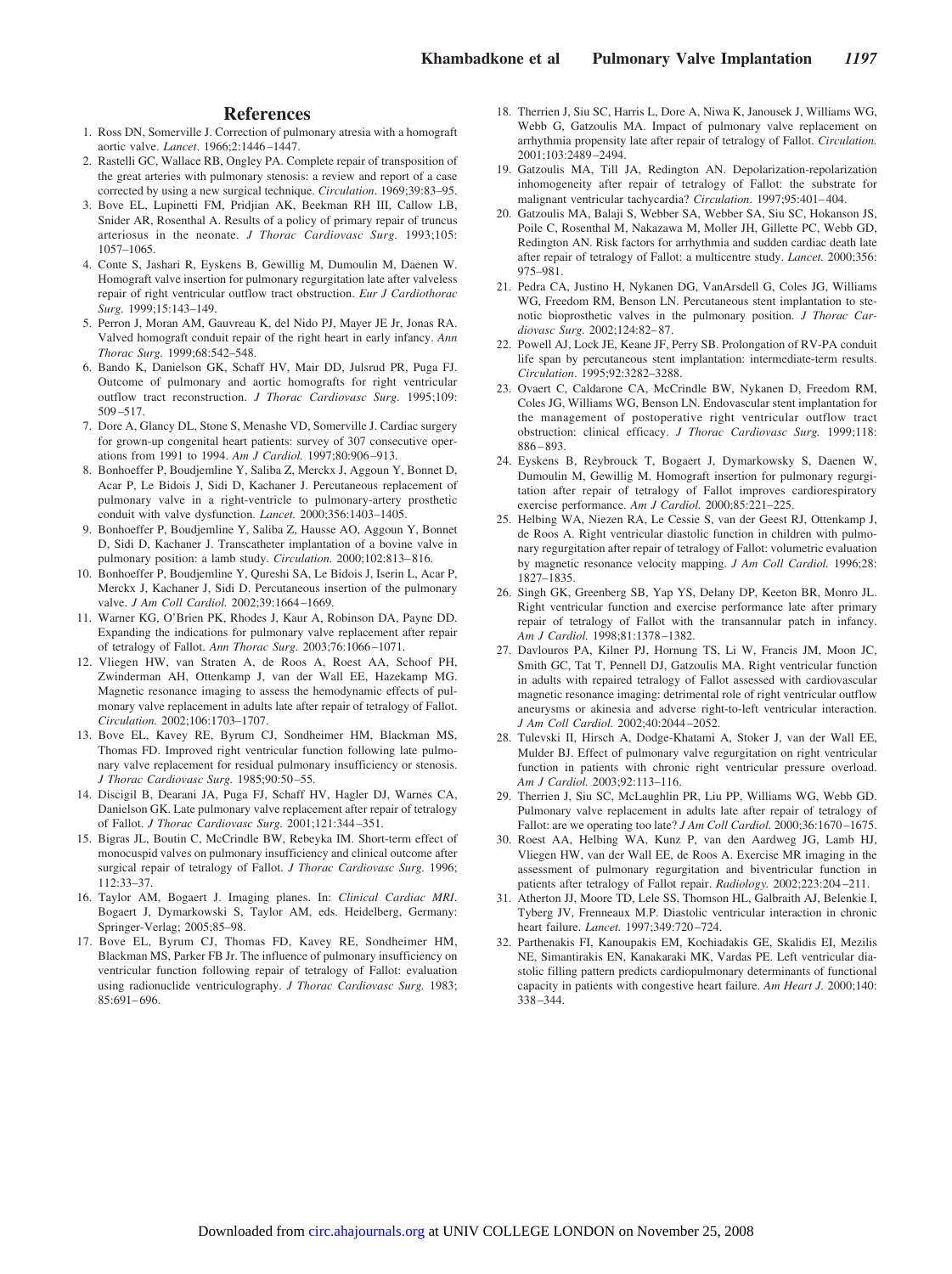## References

1. Ross DN, Somerville J. Correction of pulmonary atresia with a homograft aortic valve. *Lancet*. 1966;2:1446–1447.
2. Rastelli GC, Wallace RB, Ongley PA. Complete repair of transposition of the great arteries with pulmonary stenosis: a review and report of a case corrected by using a new surgical technique. *Circulation*. 1969;39:83–95.
3. Bove EL, Lupinetti FM, Pridjian AK, Beekman RH III, Callow LB, Snider AR, Rosenthal A. Results of a policy of primary repair of truncus arteriosus in the neonate. *J Thorac Cardiovasc Surg.* 1993;105: 1057–1065.
4. Conte S, Jashari R, Eyskens B, Gewillig M, Dumoulin M, Daenen W. Homograft valve insertion for pulmonary regurgitation late after valveless repair of right ventricular outflow tract obstruction. *Eur J Cardiothorac Surg.* 1999;15:143–149.
5. Perron J, Moran AM, Gauvreau K, del Nido PJ, Mayer JE Jr, Jonas RA. Valved homograft conduit repair of the right heart in early infancy. *Ann Thorac Surg.* 1999;68:542–548.
6. Bando K, Danielson GK, Schaff HV, Mair DD, Julsrud PR, Puga FJ. Outcome of pulmonary and aortic homografts for right ventricular outflow tract reconstruction. *J Thorac Cardiovasc Surg.* 1995;109: 509–517.
7. Dore A, Glancy DL, Stone S, Menashe VD, Somerville J. Cardiac surgery for grown-up congenital heart patients: survey of 307 consecutive operations from 1991 to 1994. *Am J Cardiol.* 1997;80:906–913.
8. Bonhoeffer P, Boudjemline Y, Saliba Z, Merckx J, Aggoun Y, Bonnet D, Acar P, Le Bidois J, Sidi D, Kachaner J. Percutaneous replacement of pulmonary valve in a right-ventricle to pulmonary-artery prosthetic conduit with valve dysfunction. *Lancet.* 2000;356:1403–1405.
9. Bonhoeffer P, Boudjemline Y, Saliba Z, Hausse AO, Aggoun Y, Bonnet D, Sidi D, Kachaner J. Transcatheter implantation of a bovine valve in pulmonary position: a lamb study. *Circulation.* 2000;102:813–816.
10. Bonhoeffer P, Boudjemline Y, Qureshi SA, Le Bidois J, Iserin L, Acar P, Merckx J, Kachaner J, Sidi D. Percutaneous insertion of the pulmonary valve. *J Am Coll Cardiol.* 2002;39:1664–1669.
11. Warner KG, O'Brien PK, Rhodes J, Kaur A, Robinson DA, Payne DD. Expanding the indications for pulmonary valve replacement after repair of tetralogy of Fallot. *Ann Thorac Surg.* 2003;76:1066–1071.
12. Vliegen HW, van Straten A, de Roos A, Roest AA, Schoof PH, Zwinderman AH, Ottenkamp J, van der Wall EE, Hazekamp MG. Magnetic resonance imaging to assess the hemodynamic effects of pulmonary valve replacement in adults late after repair of tetralogy of Fallot. *Circulation.* 2002;106:1703–1707.
13. Bove EL, Kavey RE, Byrum CJ, Sondheimer HM, Blackman MS, Thomas FD. Improved right ventricular function following late pulmonary valve replacement for residual pulmonary insufficiency or stenosis. *J Thorac Cardiovasc Surg.* 1985;90:50–55.
14. Discigil B, Dearani JA, Puga FJ, Schaff HV, Hagler DJ, Warnes CA, Danielson GK. Late pulmonary valve replacement after repair of tetralogy of Fallot. *J Thorac Cardiovasc Surg.* 2001;121:344–351.
15. Bigras JL, Boutin C, McCrindle BW, Rebeyka IM. Short-term effect of monocuspid valves on pulmonary insufficiency and clinical outcome after surgical repair of tetralogy of Fallot. *J Thorac Cardiovasc Surg.* 1996; 112:33–37.
16. Taylor AM, Bogaert J. Imaging planes. In: *Clinical Cardiac MRI*. Bogaert J, Dymarkowski S, Taylor AM, eds. Heidelberg, Germany: Springer-Verlag; 2005;85–98.
17. Bove EL, Byrum CJ, Thomas FD, Kavey RE, Sondheimer HM, Blackman MS, Parker FB Jr. The influence of pulmonary insufficiency on ventricular function following repair of tetralogy of Fallot: evaluation using radionuclide ventriculography. *J Thorac Cardiovasc Surg.* 1983; 85:691–696.
18. Therrien J, Siu SC, Harris L, Dore A, Niwa K, Janousek J, Williams WG, Webb G, Gatzoulis MA. Impact of pulmonary valve replacement on arrhythmia propensity late after repair of tetralogy of Fallot. *Circulation.* 2001;103:2489–2494.
19. Gatzoulis MA, Till JA, Redington AN. Depolarization-repolarization inhomogeneity after repair of tetralogy of Fallot: the substrate for malignant ventricular tachycardia? *Circulation*. 1997;95:401–404.
20. Gatzoulis MA, Balaji S, Webber SA, Webber SA, Siu SC, Hokanson JS, Poile C, Rosenthal M, Nakazawa M, Moller JH, Gillette PC, Webb GD, Redington AN. Risk factors for arrhythmia and sudden cardiac death late after repair of tetralogy of Fallot: a multicentre study. *Lancet.* 2000;356: 975–981.
21. Pedra CA, Justino H, Nykanen DG, VanArsdell G, Coles JG, Williams WG, Freedom RM, Benson LN. Percutaneous stent implantation to stenotic bioprosthetic valves in the pulmonary position. *J Thorac Cardiovasc Surg.* 2002;124:82–87.
22. Powell AJ, Lock JE, Keane JF, Perry SB. Prolongation of RV-PA conduit life span by percutaneous stent implantation: intermediate-term results. *Circulation*. 1995;92:3282–3288.
23. Ovaert C, Caldarone CA, McCrindle BW, Nykanen D, Freedom RM, Coles JG, Williams WG, Benson LN. Endovascular stent implantation for the management of postoperative right ventricular outflow tract obstruction: clinical efficacy. *J Thorac Cardiovasc Surg.* 1999;118: 886–893.
24. Eyskens B, Reybrouck T, Bogaert J, Dymarkowsky S, Daenen W, Dumoulin M, Gewillig M. Homograft insertion for pulmonary regurgitation after repair of tetralogy of Fallot improves cardiorespiratory exercise performance. *Am J Cardiol.* 2000;85:221–225.
25. Helbing WA, Niezen RA, Le Cessie S, van der Geest RJ, Ottenkamp J, de Roos A. Right ventricular diastolic function in children with pulmonary regurgitation after repair of tetralogy of Fallot: volumetric evaluation by magnetic resonance velocity mapping. *J Am Coll Cardiol.* 1996;28: 1827–1835.
26. Singh GK, Greenberg SB, Yap YS, Delany DP, Keeton BR, Monro JL. Right ventricular function and exercise performance late after primary repair of tetralogy of Fallot with the transannular patch in infancy. *Am J Cardiol.* 1998;81:1378–1382.
27. Davlouros PA, Kilner PJ, Hornung TS, Li W, Francis JM, Moon JC, Smith GC, Tat T, Pennell DJ, Gatzoulis MA. Right ventricular function in adults with repaired tetralogy of Fallot assessed with cardiovascular magnetic resonance imaging: detrimental role of right ventricular outflow aneurysms or akinesia and adverse right-to-left ventricular interaction. *J Am Coll Cardiol.* 2002;40:2044–2052.
28. Tulevski II, Hirsch A, Dodge-Khatami A, Stoker J, van der Wall EE, Mulder BJ. Effect of pulmonary valve regurgitation on right ventricular function in patients with chronic right ventricular pressure overload. *Am J Cardiol.* 2003;92:113–116.
29. Therrien J, Siu SC, McLaughlin PR, Liu PP, Williams WG, Webb GD. Pulmonary valve replacement in adults late after repair of tetralogy of Fallot: are we operating too late? *J Am Coll Cardiol.* 2000;36:1670–1675.
30. Roest AA, Helbing WA, Kunz P, van den Aardweg JG, Lamb HJ, Vliegen HW, van der Wall EE, de Roos A. Exercise MR imaging in the assessment of pulmonary regurgitation and biventricular function in patients after tetralogy of Fallot repair. *Radiology.* 2002;223:204–211.
31. Atherton JJ, Moore TD, Lele SS, Thomson HL, Galbraith AJ, Belenkie I, Tyberg JV, Frenneaux M.P. Diastolic ventricular interaction in chronic heart failure. *Lancet.* 1997;349:720–724.
32. Parthenakis FI, Kanoupakis EM, Kochiadakis GE, Skalidis EI, Mezilis NE, Simantirakis EN, Kanakaraki MK, Vardas PE. Left ventricular diastolic filling pattern predicts cardiopulmonary determinants of functional capacity in patients with congestive heart failure. *Am Heart J.* 2000;140: 338–344.